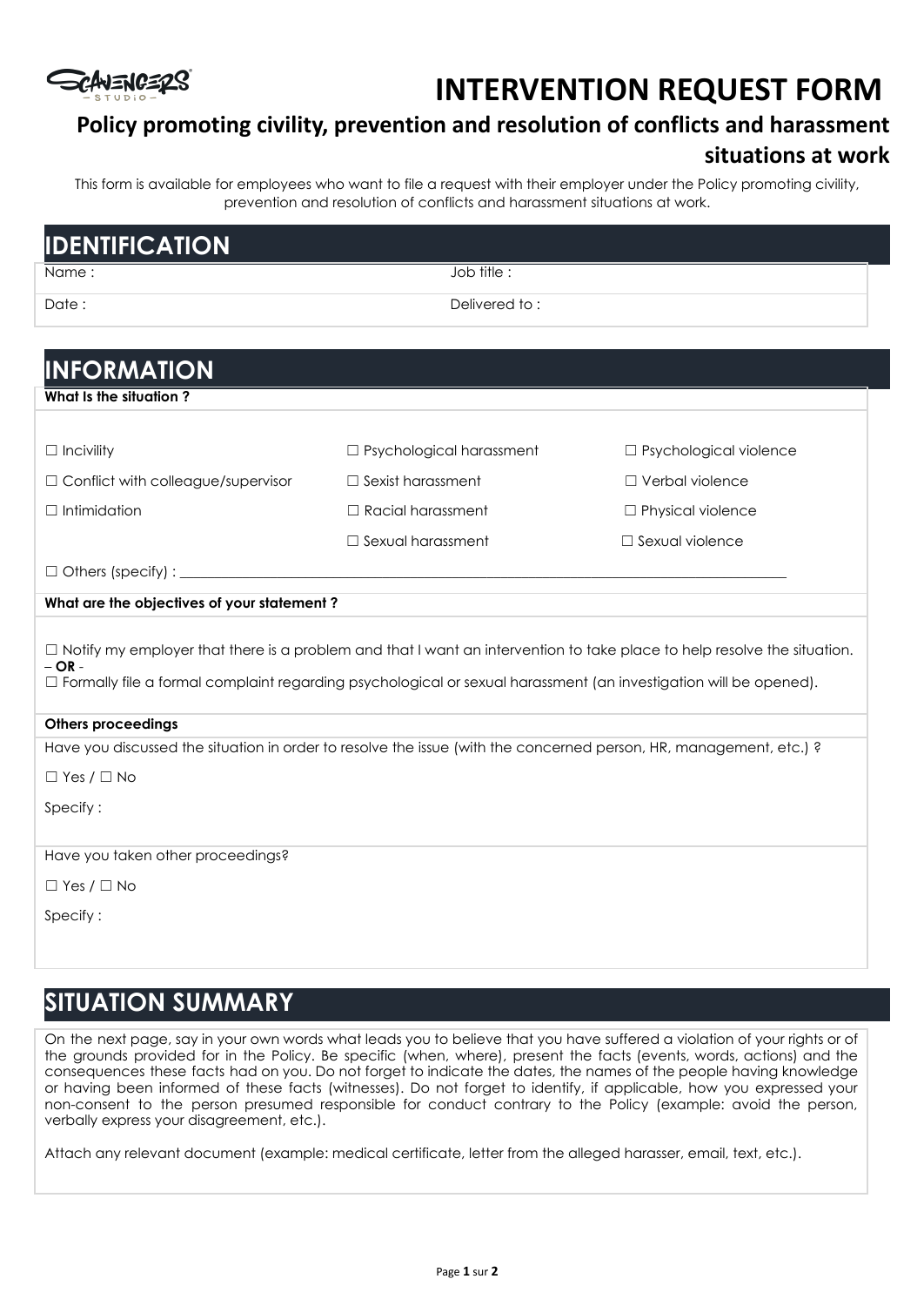# INTERVENTION REQUEST FORM

## Policy promoting civility, prevention and resolution of conflicts and harassment situations at work

This form is available for employees who want to file a request with their employer under the Policy promoting civility, prevention and resolution of conflicts and harassment situations at work.

## IDENTIFICATION

| Name : | Job title : |
| --- | --- |
| Date : | Delivered to : |

## INFORMATION

**What Is the situation ?**

| | | |
| --- | --- | --- |
| ☐ Incivility | ☐ Psychological harassment | ☐ Psychological violence |
| ☐ Conflict with colleague/supervisor | ☐ Sexist harassment | ☐ Verbal violence |
| ☐ Intimidation | ☐ Racial harassment | ☐ Physical violence |
| | ☐ Sexual harassment | ☐ Sexual violence |

☐ Others (specify) : ______________________________________________________________________________

**What are the objectives of your statement ?**

☐ Notify my employer that there is a problem and that I want an intervention to take place to help resolve the situation.
– **OR** -
☐ Formally file a formal complaint regarding psychological or sexual harassment (an investigation will be opened).

**Others proceedings**

Have you discussed the situation in order to resolve the issue (with the concerned person, HR, management, etc.) ?

☐ Yes / ☐ No

Specify :

Have you taken other proceedings?

☐ Yes / ☐ No

Specify :

## SITUATION SUMMARY

On the next page, say in your own words what leads you to believe that you have suffered a violation of your rights or of the grounds provided for in the Policy. Be specific (when, where), present the facts (events, words, actions) and the consequences these facts had on you. Do not forget to indicate the dates, the names of the people having knowledge or having been informed of these facts (witnesses). Do not forget to identify, if applicable, how you expressed your non-consent to the person presumed responsible for conduct contrary to the Policy (example: avoid the person, verbally express your disagreement, etc.).

Attach any relevant document (example: medical certificate, letter from the alleged harasser, email, text, etc.).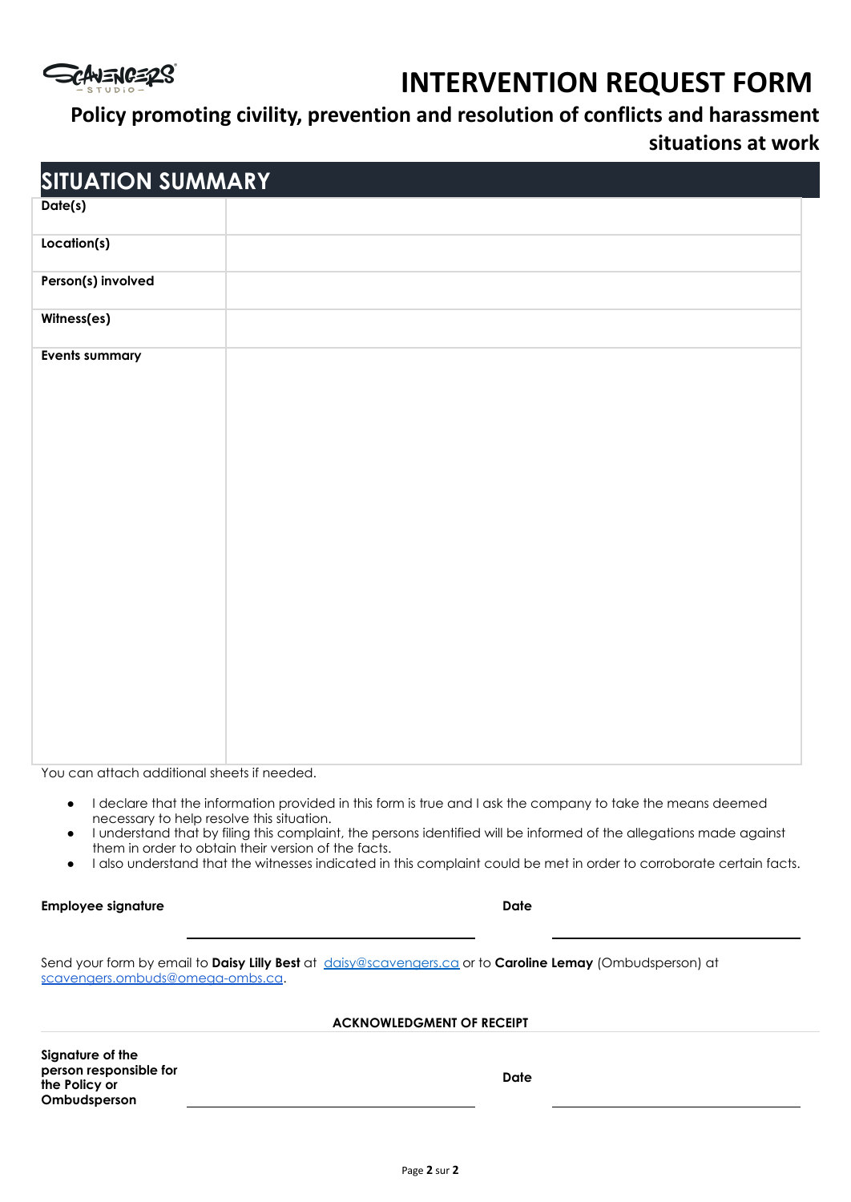# INTERVENTION REQUEST FORM

## Policy promoting civility, prevention and resolution of conflicts and harassment situations at work

## SITUATION SUMMARY

| | |
|---|---|
| **Date(s)** | |
| **Location(s)** | |
| **Person(s) involved** | |
| **Witness(es)** | |
| **Events summary** | |

You can attach additional sheets if needed.

- I declare that the information provided in this form is true and I ask the company to take the means deemed necessary to help resolve this situation.
- I understand that by filing this complaint, the persons identified will be informed of the allegations made against them in order to obtain their version of the facts.
- I also understand that the witnesses indicated in this complaint could be met in order to corroborate certain facts.

**Employee signature** ______________________ **Date** ______________________

Send your form by email to **Daisy Lilly Best** at daisy@scavengers.ca or to **Caroline Lemay** (Ombudsperson) at scavengers.ombuds@omega-ombs.ca.

**ACKNOWLEDGMENT OF RECEIPT**

**Signature of the person responsible for the Policy or Ombudsperson** ______________________ **Date** ______________________